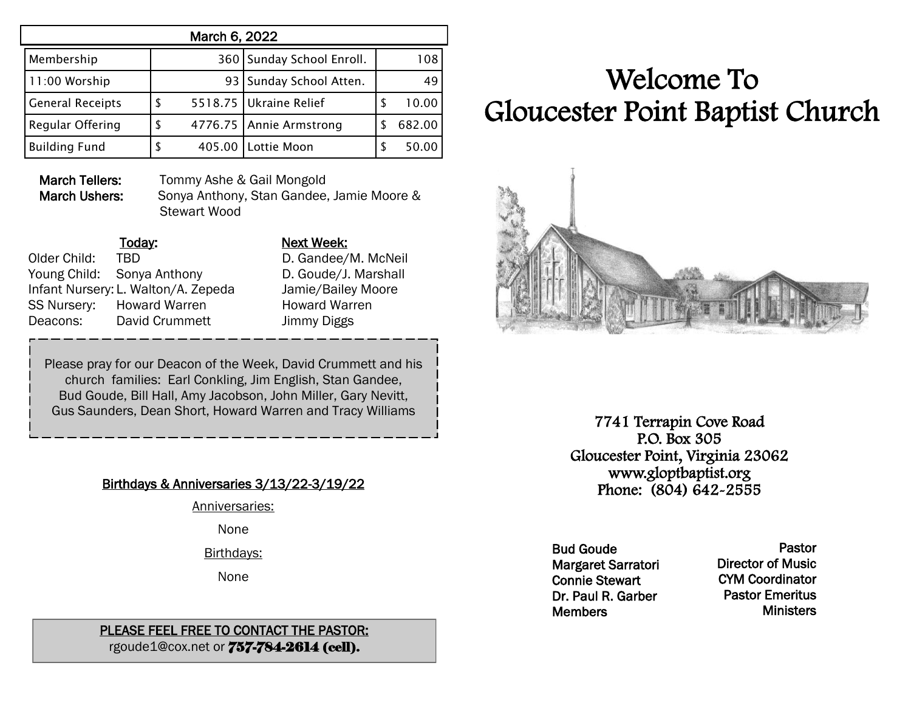| March 6, 2022 | | | |
|---|---|---|---|
| Membership | 360 | Sunday School Enroll. | 108 |
| 11:00 Worship | 93 | Sunday School Atten. | 49 |
| General Receipts | $ 5518.75 | Ukraine Relief | $ 10.00 |
| Regular Offering | $ 4776.75 | Annie Armstrong | $ 682.00 |
| Building Fund | $ 405.00 | Lottie Moon | $ 50.00 |

**March Tellers:** Tommy Ashe & Gail Mongold
**March Ushers:** Sonya Anthony, Stan Gandee, Jamie Moore & Stewart Wood

| | Today: | Next Week: |
|---|---|---|
| Older Child: | TBD | D. Gandee/M. McNeil |
| Young Child: | Sonya Anthony | D. Goude/J. Marshall |
| Infant Nursery: | L. Walton/A. Zepeda | Jamie/Bailey Moore |
| SS Nursery: | Howard Warren | Howard Warren |
| Deacons: | David Crummett | Jimmy Diggs |

Please pray for our Deacon of the Week, David Crummett and his church families: Earl Conkling, Jim English, Stan Gandee, Bud Goude, Bill Hall, Amy Jacobson, John Miller, Gary Nevitt, Gus Saunders, Dean Short, Howard Warren and Tracy Williams

**Birthdays & Anniversaries 3/13/22-3/19/22**

Anniversaries:

None

Birthdays:

None

**PLEASE FEEL FREE TO CONTACT THE PASTOR:**
rgoude1@cox.net or **757-784-2614 (cell).**

# Welcome To Gloucester Point Baptist Church

7741 Terrapin Cove Road
P.O. Box 305
Gloucester Point, Virginia 23062
www.gloptbaptist.org
Phone: (804) 642-2555

| | |
|---|---|
| Bud Goude | Pastor |
| Margaret Sarratori | Director of Music |
| Connie Stewart | CYM Coordinator |
| Dr. Paul R. Garber | Pastor Emeritus |
| Members | Ministers |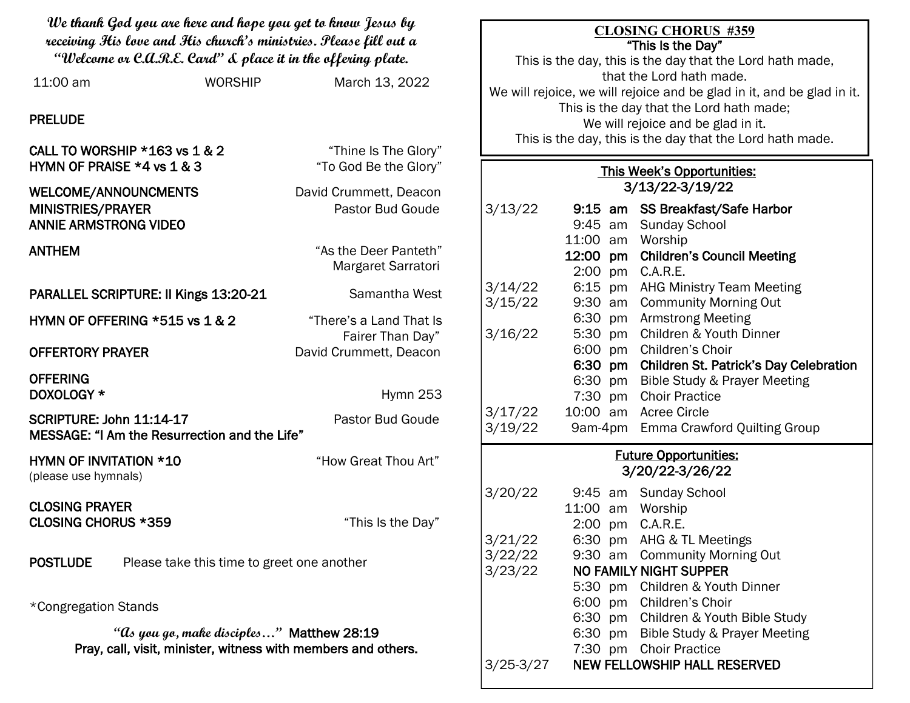***We thank God you are here and hope you get to know Jesus by receiving His love and His church's ministries. Please fill out a "Welcome or C.A.R.E. Card" & place it in the offering plate.***

11:00 am WORSHIP March 13, 2022

**PRELUDE**

**CALL TO WORSHIP *163 vs 1 & 2** "Thine Is The Glory"
**HYMN OF PRAISE *4 vs 1 & 3** "To God Be the Glory"

**WELCOME/ANNOUNCMENTS** David Crummett, Deacon
**MINISTRIES/PRAYER** Pastor Bud Goude
**ANNIE ARMSTRONG VIDEO**

**ANTHEM** "As the Deer Panteth"
Margaret Sarratori

**PARALLEL SCRIPTURE: II Kings 13:20-21** Samantha West

**HYMN OF OFFERING *515 vs 1 & 2** "There's a Land That Is Fairer Than Day"
**OFFERTORY PRAYER** David Crummett, Deacon

**OFFERING**
**DOXOLOGY *** Hymn 253

**SCRIPTURE: John 11:14-17** Pastor Bud Goude
**MESSAGE: "I Am the Resurrection and the Life"**

**HYMN OF INVITATION *10** "How Great Thou Art"
(please use hymnals)

**CLOSING PRAYER**
**CLOSING CHORUS *359** "This Is the Day"

**POSTLUDE** Please take this time to greet one another

*Congregation Stands

***"As you go, make disciples…"*** **Matthew 28:19**
**Pray, call, visit, minister, witness with members and others.**

---

**CLOSING CHORUS #359**
"This Is the Day"
This is the day, this is the day that the Lord hath made,
that the Lord hath made.
We will rejoice, we will rejoice and be glad in it, and be glad in it.
This is the day that the Lord hath made;
We will rejoice and be glad in it.
This is the day, this is the day that the Lord hath made.

---

**This Week's Opportunities:**
**3/13/22-3/19/22**

| | | |
|---|---|---|
| 3/13/22 | **9:15 am** | **SS Breakfast/Safe Harbor** |
| | 9:45 am | Sunday School |
| | 11:00 am | Worship |
| | **12:00 pm** | **Children's Council Meeting** |
| | 2:00 pm | C.A.R.E. |
| 3/14/22 | 6:15 pm | AHG Ministry Team Meeting |
| 3/15/22 | 9:30 am | Community Morning Out |
| | 6:30 pm | Armstrong Meeting |
| 3/16/22 | 5:30 pm | Children & Youth Dinner |
| | 6:00 pm | Children's Choir |
| | **6:30 pm** | **Children St. Patrick's Day Celebration** |
| | 6:30 pm | Bible Study & Prayer Meeting |
| | 7:30 pm | Choir Practice |
| 3/17/22 | 10:00 am | Acree Circle |
| 3/19/22 | 9am-4pm | Emma Crawford Quilting Group |

**Future Opportunities:**
**3/20/22-3/26/22**

| | | |
|---|---|---|
| 3/20/22 | 9:45 am | Sunday School |
| | 11:00 am | Worship |
| | 2:00 pm | C.A.R.E. |
| 3/21/22 | 6:30 pm | AHG & TL Meetings |
| 3/22/22 | 9:30 am | Community Morning Out |
| 3/23/22 | NO FAMILY NIGHT SUPPER | |
| | 5:30 pm | Children & Youth Dinner |
| | 6:00 pm | Children's Choir |
| | 6:30 pm | Children & Youth Bible Study |
| | 6:30 pm | Bible Study & Prayer Meeting |
| | 7:30 pm | Choir Practice |
| 3/25-3/27 | NEW FELLOWSHIP HALL RESERVED | |